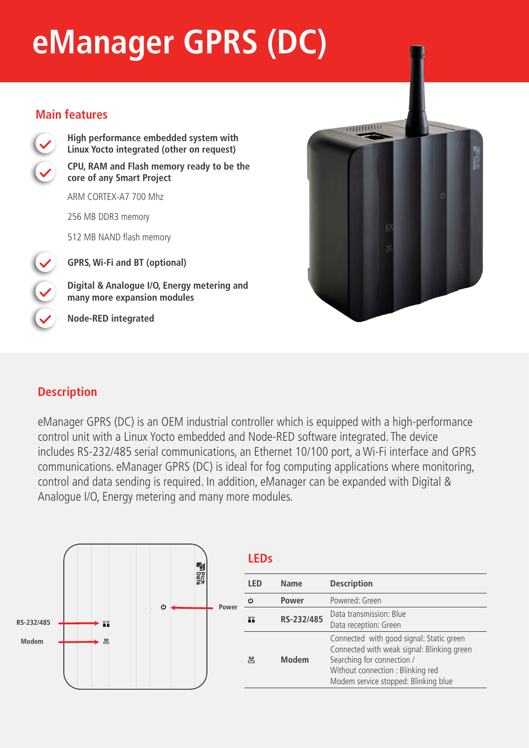# eManager GPRS (DC)

## Main features

- High performance embedded system with Linux Yocto integrated (other on request)
- CPU, RAM and Flash memory ready to be the core of any Smart Project

  ARM CORTEX-A7 700 Mhz

  256 MB DDR3 memory

  512 MB NAND flash memory
- GPRS, Wi-Fi and BT (optional)
- Digital & Analogue I/O, Energy metering and many more expansion modules
- Node-RED integrated

## Description

eManager GPRS (DC) is an OEM industrial controller which is equipped with a high-performance control unit with a Linux Yocto embedded and Node-RED software integrated. The device includes RS-232/485 serial communications, an Ethernet 10/100 port, a Wi-Fi interface and GPRS communications. eManager GPRS (DC) is ideal for fog computing applications where monitoring, control and data sending is required. In addition, eManager can be expanded with Digital & Analogue I/O, Energy metering and many more modules.

RS-232/485

Modem

Power

## LEDs

| LED | Name | Description |
|---|---|---|
| ⏻ | Power | Powered: Green |
| | RS-232/485 | Data transmission: Blue<br>Data reception: Green |
| | Modem | Connected with good signal: Static green<br>Connected with weak signal: Blinking green<br>Searching for connection /<br>Without connection : Blinking red<br>Modem service stopped: Blinking blue |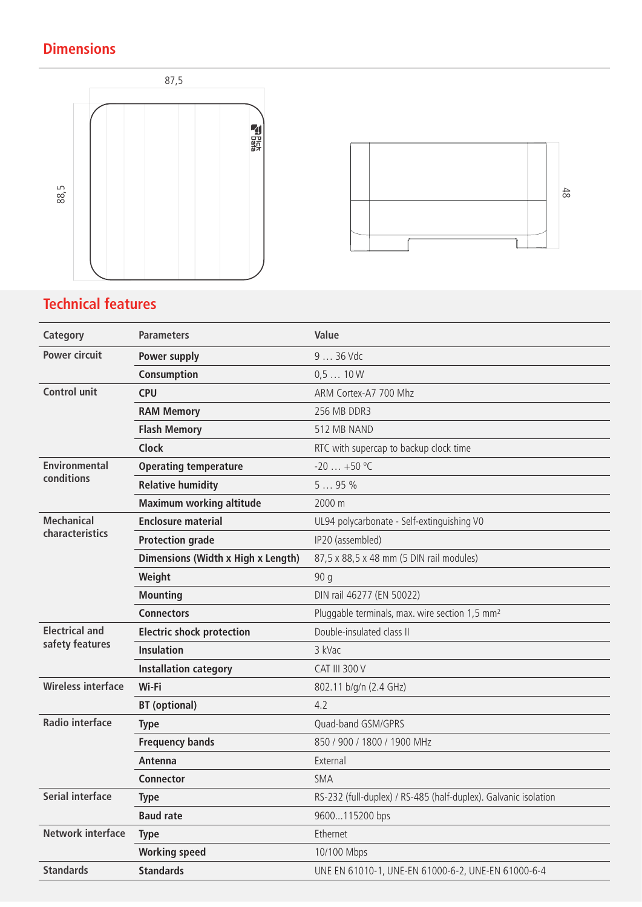## Dimensions

87,5

88,5

48

## Technical features

| Category | Parameters | Value |
|---|---|---|
| Power circuit | Power supply | 9 … 36 Vdc |
| | Consumption | 0,5 … 10 W |
| Control unit | CPU | ARM Cortex-A7 700 Mhz |
| | RAM Memory | 256 MB DDR3 |
| | Flash Memory | 512 MB NAND |
| | Clock | RTC with supercap to backup clock time |
| Environmental conditions | Operating temperature | -20 … +50 °C |
| | Relative humidity | 5 … 95 % |
| | Maximum working altitude | 2000 m |
| Mechanical characteristics | Enclosure material | UL94 polycarbonate - Self-extinguishing V0 |
| | Protection grade | IP20 (assembled) |
| | Dimensions (Width x High x Length) | 87,5 x 88,5 x 48 mm (5 DIN rail modules) |
| | Weight | 90 g |
| | Mounting | DIN rail 46277 (EN 50022) |
| | Connectors | Pluggable terminals, max. wire section 1,5 mm² |
| Electrical and safety features | Electric shock protection | Double-insulated class II |
| | Insulation | 3 kVac |
| | Installation category | CAT III 300 V |
| Wireless interface | Wi-Fi | 802.11 b/g/n (2.4 GHz) |
| | BT (optional) | 4.2 |
| Radio interface | Type | Quad-band GSM/GPRS |
| | Frequency bands | 850 / 900 / 1800 / 1900 MHz |
| | Antenna | External |
| | Connector | SMA |
| Serial interface | Type | RS-232 (full-duplex) / RS-485 (half-duplex). Galvanic isolation |
| | Baud rate | 9600...115200 bps |
| Network interface | Type | Ethernet |
| | Working speed | 10/100 Mbps |
| Standards | Standards | UNE EN 61010-1, UNE-EN 61000-6-2, UNE-EN 61000-6-4 |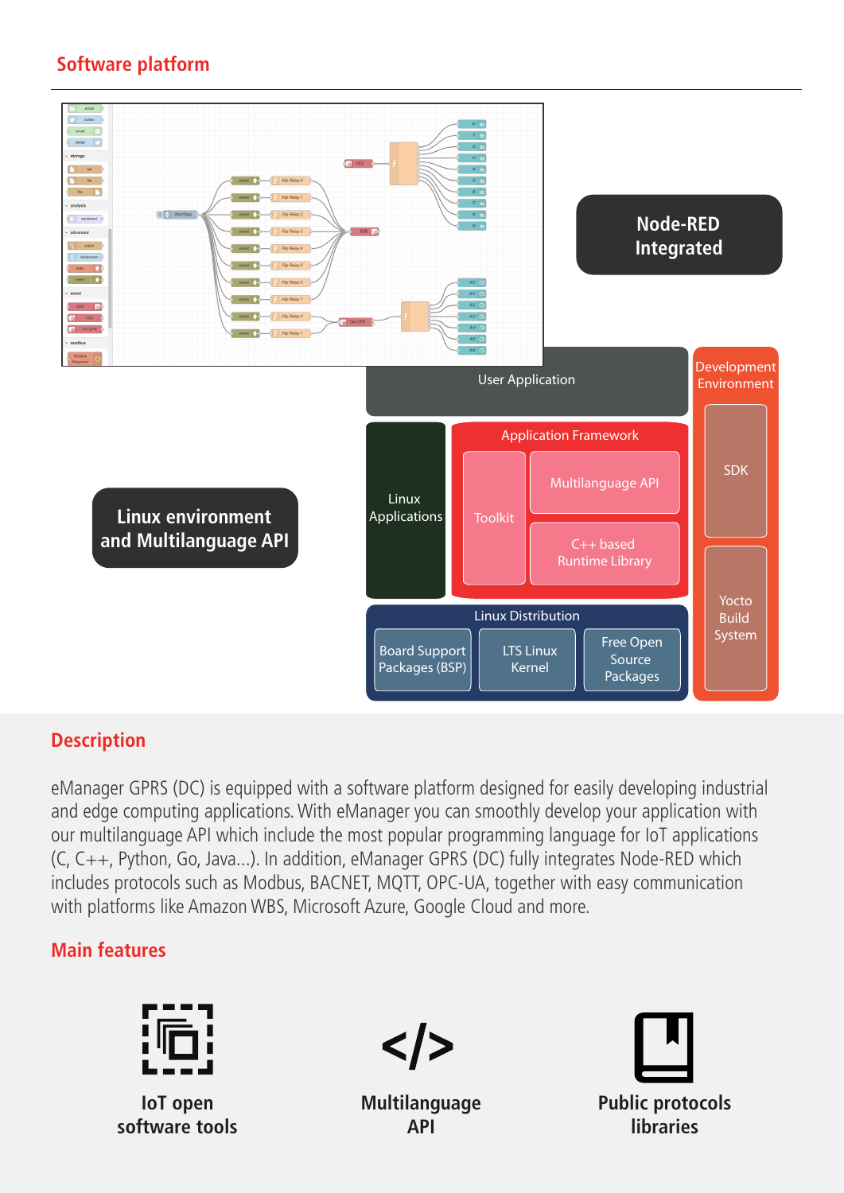## Software platform

Node-RED Integrated

Linux environment and Multilanguage API

User Application

Development Environment

Linux Applications

Application Framework

Toolkit

Multilanguage API

C++ based Runtime Library

SDK

Yocto Build System

Linux Distribution

Board Support Packages (BSP)

LTS Linux Kernel

Free Open Source Packages

## Description

eManager GPRS (DC) is equipped with a software platform designed for easily developing industrial and edge computing applications. With eManager you can smoothly develop your application with our multilanguage API which include the most popular programming language for IoT applications (C, C++, Python, Go, Java...). In addition, eManager GPRS (DC) fully integrates Node-RED which includes protocols such as Modbus, BACNET, MQTT, OPC-UA, together with easy communication with platforms like Amazon WBS, Microsoft Azure, Google Cloud and more.

## Main features

**IoT open software tools**

**Multilanguage API**

**Public protocols libraries**